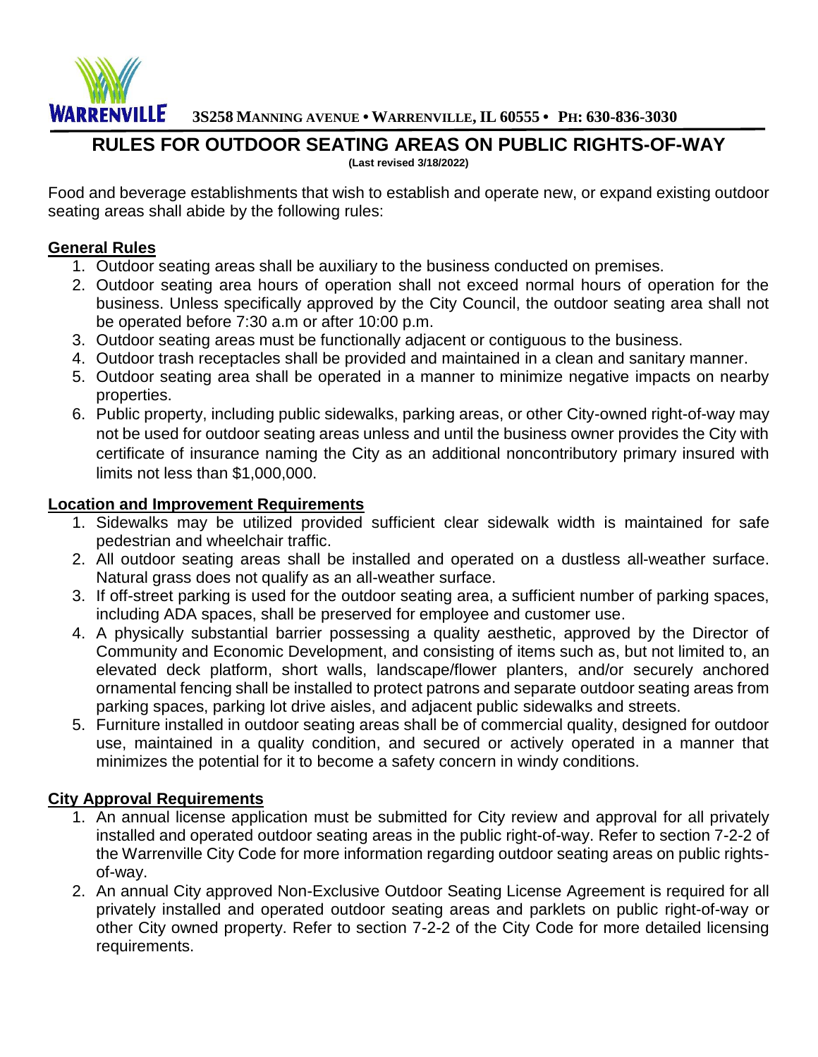WARRENVILLE 3S258 MANNING AVENUE • WARRENVILLE, IL 60555 • PH: 630-836-3030

# RULES FOR OUTDOOR SEATING AREAS ON PUBLIC RIGHTS-OF-WAY

**(Last revised 3/18/2022)**

Food and beverage establishments that wish to establish and operate new, or expand existing outdoor seating areas shall abide by the following rules:

## General Rules

1. Outdoor seating areas shall be auxiliary to the business conducted on premises.
2. Outdoor seating area hours of operation shall not exceed normal hours of operation for the business. Unless specifically approved by the City Council, the outdoor seating area shall not be operated before 7:30 a.m or after 10:00 p.m.
3. Outdoor seating areas must be functionally adjacent or contiguous to the business.
4. Outdoor trash receptacles shall be provided and maintained in a clean and sanitary manner.
5. Outdoor seating area shall be operated in a manner to minimize negative impacts on nearby properties.
6. Public property, including public sidewalks, parking areas, or other City-owned right-of-way may not be used for outdoor seating areas unless and until the business owner provides the City with certificate of insurance naming the City as an additional noncontributory primary insured with limits not less than $1,000,000.

## Location and Improvement Requirements

1. Sidewalks may be utilized provided sufficient clear sidewalk width is maintained for safe pedestrian and wheelchair traffic.
2. All outdoor seating areas shall be installed and operated on a dustless all-weather surface. Natural grass does not qualify as an all-weather surface.
3. If off-street parking is used for the outdoor seating area, a sufficient number of parking spaces, including ADA spaces, shall be preserved for employee and customer use.
4. A physically substantial barrier possessing a quality aesthetic, approved by the Director of Community and Economic Development, and consisting of items such as, but not limited to, an elevated deck platform, short walls, landscape/flower planters, and/or securely anchored ornamental fencing shall be installed to protect patrons and separate outdoor seating areas from parking spaces, parking lot drive aisles, and adjacent public sidewalks and streets.
5. Furniture installed in outdoor seating areas shall be of commercial quality, designed for outdoor use, maintained in a quality condition, and secured or actively operated in a manner that minimizes the potential for it to become a safety concern in windy conditions.

## City Approval Requirements

1. An annual license application must be submitted for City review and approval for all privately installed and operated outdoor seating areas in the public right-of-way. Refer to section 7-2-2 of the Warrenville City Code for more information regarding outdoor seating areas on public rights-of-way.
2. An annual City approved Non-Exclusive Outdoor Seating License Agreement is required for all privately installed and operated outdoor seating areas and parklets on public right-of-way or other City owned property. Refer to section 7-2-2 of the City Code for more detailed licensing requirements.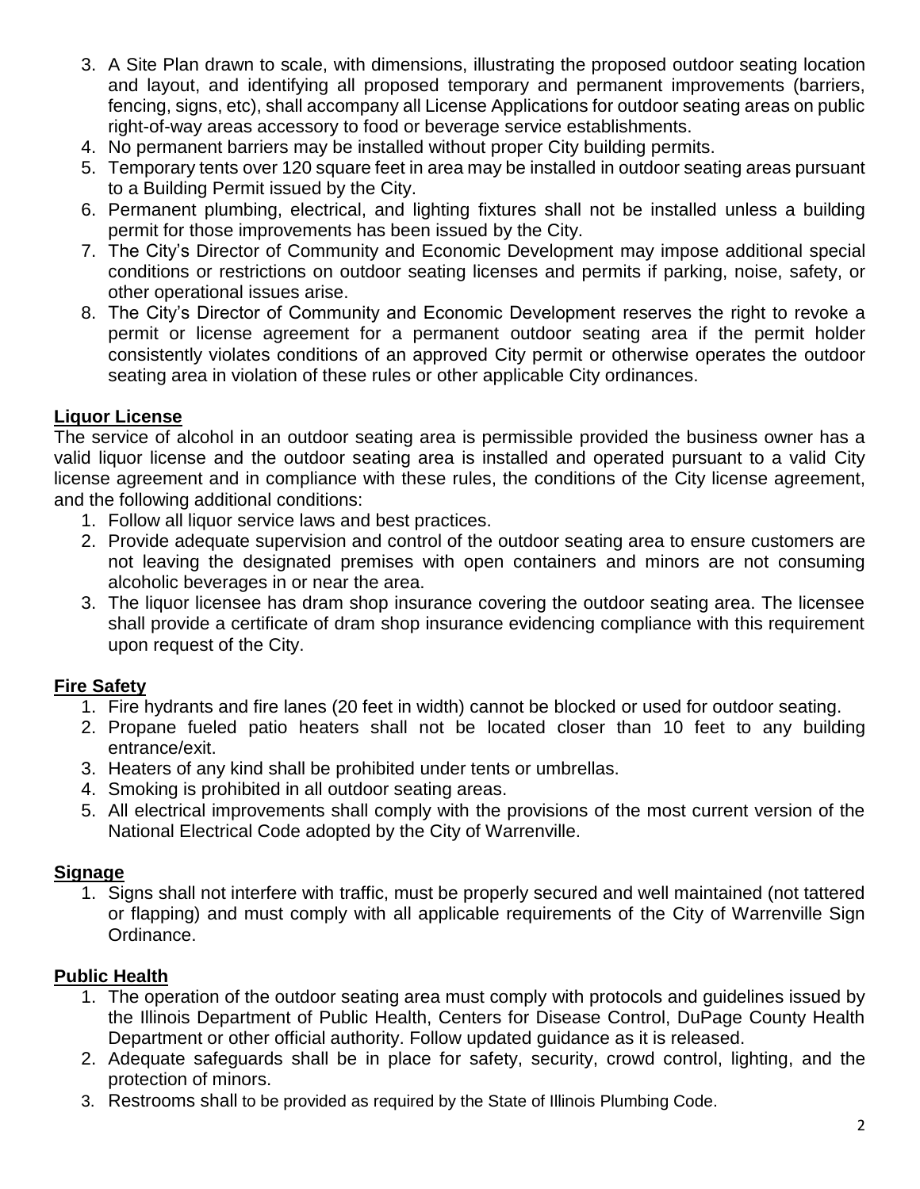3. A Site Plan drawn to scale, with dimensions, illustrating the proposed outdoor seating location and layout, and identifying all proposed temporary and permanent improvements (barriers, fencing, signs, etc), shall accompany all License Applications for outdoor seating areas on public right-of-way areas accessory to food or beverage service establishments.
4. No permanent barriers may be installed without proper City building permits.
5. Temporary tents over 120 square feet in area may be installed in outdoor seating areas pursuant to a Building Permit issued by the City.
6. Permanent plumbing, electrical, and lighting fixtures shall not be installed unless a building permit for those improvements has been issued by the City.
7. The City's Director of Community and Economic Development may impose additional special conditions or restrictions on outdoor seating licenses and permits if parking, noise, safety, or other operational issues arise.
8. The City's Director of Community and Economic Development reserves the right to revoke a permit or license agreement for a permanent outdoor seating area if the permit holder consistently violates conditions of an approved City permit or otherwise operates the outdoor seating area in violation of these rules or other applicable City ordinances.

**Liquor License**

The service of alcohol in an outdoor seating area is permissible provided the business owner has a valid liquor license and the outdoor seating area is installed and operated pursuant to a valid City license agreement and in compliance with these rules, the conditions of the City license agreement, and the following additional conditions:

1. Follow all liquor service laws and best practices.
2. Provide adequate supervision and control of the outdoor seating area to ensure customers are not leaving the designated premises with open containers and minors are not consuming alcoholic beverages in or near the area.
3. The liquor licensee has dram shop insurance covering the outdoor seating area. The licensee shall provide a certificate of dram shop insurance evidencing compliance with this requirement upon request of the City.

**Fire Safety**

1. Fire hydrants and fire lanes (20 feet in width) cannot be blocked or used for outdoor seating.
2. Propane fueled patio heaters shall not be located closer than 10 feet to any building entrance/exit.
3. Heaters of any kind shall be prohibited under tents or umbrellas.
4. Smoking is prohibited in all outdoor seating areas.
5. All electrical improvements shall comply with the provisions of the most current version of the National Electrical Code adopted by the City of Warrenville.

**Signage**

1. Signs shall not interfere with traffic, must be properly secured and well maintained (not tattered or flapping) and must comply with all applicable requirements of the City of Warrenville Sign Ordinance.

**Public Health**

1. The operation of the outdoor seating area must comply with protocols and guidelines issued by the Illinois Department of Public Health, Centers for Disease Control, DuPage County Health Department or other official authority. Follow updated guidance as it is released.
2. Adequate safeguards shall be in place for safety, security, crowd control, lighting, and the protection of minors.
3. Restrooms shall to be provided as required by the State of Illinois Plumbing Code.